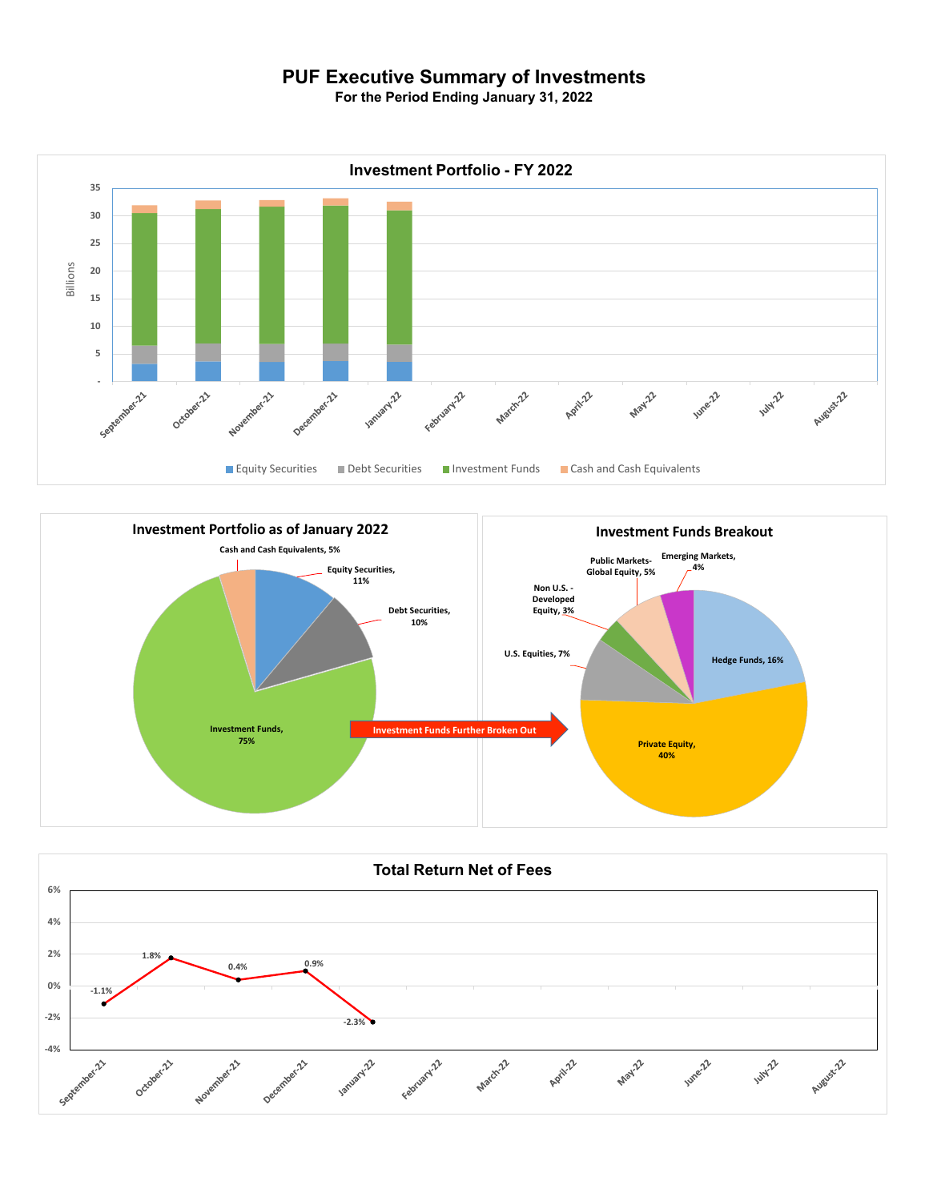# PUF Executive Summary of Investments

**For the Period Ending January 31, 2022**

## Investment Portfolio - FY 2022

Billions

35, 30, 25, 20, 15, 10, 5, -

September-21, October-21, November-21, December-21, January-22, February-22, March-22, April-22, May-22, June-22, July-22, August-22

Equity Securities | Debt Securities | Investment Funds | Cash and Cash Equivalents

## Investment Portfolio as of January 2022

- Cash and Cash Equivalents, 5%
- Equity Securities, 11%
- Debt Securities, 10%
- Investment Funds, 75%

Investment Funds Further Broken Out

## Investment Funds Breakout

- Public Markets-Global Equity, 5%
- Emerging Markets, 4%
- Non U.S. - Developed Equity, 3%
- U.S. Equities, 7%
- Hedge Funds, 16%
- Private Equity, 40%

## Total Return Net of Fees

| Month | Return |
|---|---|
| September-21 | -1.1% |
| October-21 | 1.8% |
| November-21 | 0.4% |
| December-21 | 0.9% |
| January-22 | -2.3% |
| February-22 | |
| March-22 | |
| April-22 | |
| May-22 | |
| June-22 | |
| July-22 | |
| August-22 | |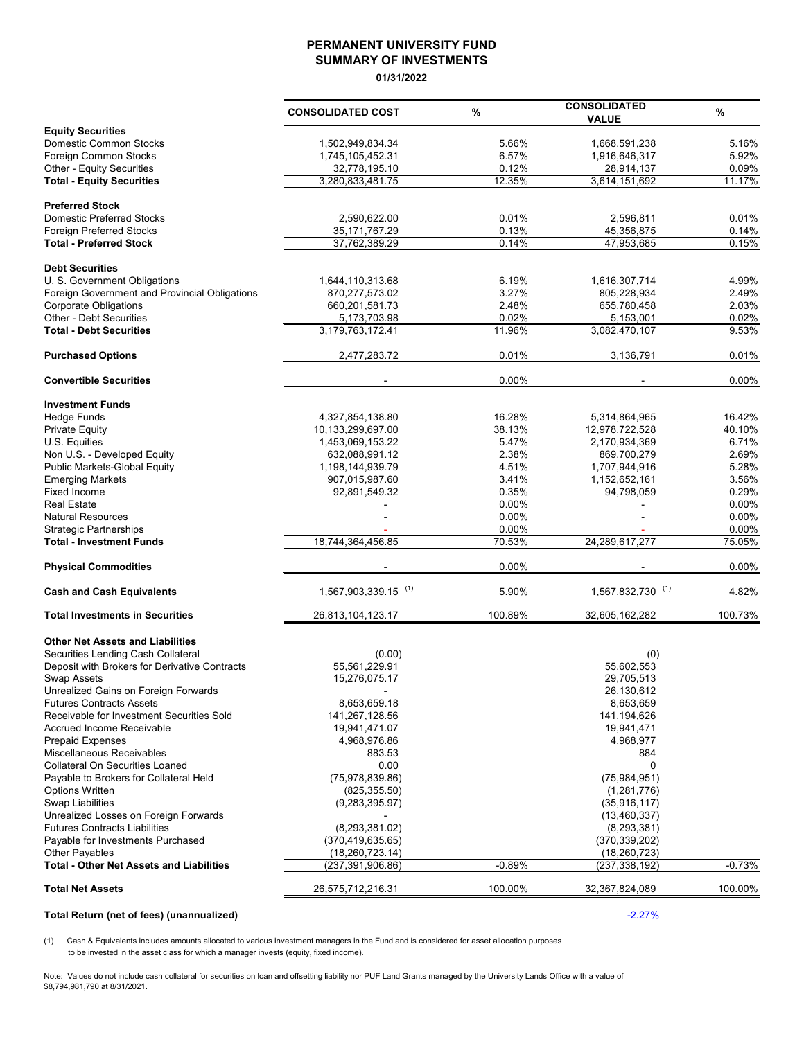# PERMANENT UNIVERSITY FUND
## SUMMARY OF INVESTMENTS
**01/31/2022**

| | CONSOLIDATED COST | % | CONSOLIDATED VALUE | % |
|---|---|---|---|---|
| **Equity Securities** | | | | |
| Domestic Common Stocks | 1,502,949,834.34 | 5.66% | 1,668,591,238 | 5.16% |
| Foreign Common Stocks | 1,745,105,452.31 | 6.57% | 1,916,646,317 | 5.92% |
| Other - Equity Securities | 32,778,195.10 | 0.12% | 28,914,137 | 0.09% |
| **Total - Equity Securities** | 3,280,833,481.75 | 12.35% | 3,614,151,692 | 11.17% |
| **Preferred Stock** | | | | |
| Domestic Preferred Stocks | 2,590,622.00 | 0.01% | 2,596,811 | 0.01% |
| Foreign Preferred Stocks | 35,171,767.29 | 0.13% | 45,356,875 | 0.14% |
| **Total - Preferred Stock** | 37,762,389.29 | 0.14% | 47,953,685 | 0.15% |
| **Debt Securities** | | | | |
| U. S. Government Obligations | 1,644,110,313.68 | 6.19% | 1,616,307,714 | 4.99% |
| Foreign Government and Provincial Obligations | 870,277,573.02 | 3.27% | 805,228,934 | 2.49% |
| Corporate Obligations | 660,201,581.73 | 2.48% | 655,780,458 | 2.03% |
| Other - Debt Securities | 5,173,703.98 | 0.02% | 5,153,001 | 0.02% |
| **Total - Debt Securities** | 3,179,763,172.41 | 11.96% | 3,082,470,107 | 9.53% |
| **Purchased Options** | 2,477,283.72 | 0.01% | 3,136,791 | 0.01% |
| **Convertible Securities** | - | 0.00% | - | 0.00% |
| **Investment Funds** | | | | |
| Hedge Funds | 4,327,854,138.80 | 16.28% | 5,314,864,965 | 16.42% |
| Private Equity | 10,133,299,697.00 | 38.13% | 12,978,722,528 | 40.10% |
| U.S. Equities | 1,453,069,153.22 | 5.47% | 2,170,934,369 | 6.71% |
| Non U.S. - Developed Equity | 632,088,991.12 | 2.38% | 869,700,279 | 2.69% |
| Public Markets-Global Equity | 1,198,144,939.79 | 4.51% | 1,707,944,916 | 5.28% |
| Emerging Markets | 907,015,987.60 | 3.41% | 1,152,652,161 | 3.56% |
| Fixed Income | 92,891,549.32 | 0.35% | 94,798,059 | 0.29% |
| Real Estate | - | 0.00% | - | 0.00% |
| Natural Resources | - | 0.00% | - | 0.00% |
| Strategic Partnerships | - | 0.00% | - | 0.00% |
| **Total - Investment Funds** | 18,744,364,456.85 | 70.53% | 24,289,617,277 | 75.05% |
| **Physical Commodities** | - | 0.00% | - | 0.00% |
| **Cash and Cash Equivalents** | 1,567,903,339.15 (1) | 5.90% | 1,567,832,730 (1) | 4.82% |
| **Total Investments in Securities** | 26,813,104,123.17 | 100.89% | 32,605,162,282 | 100.73% |
| **Other Net Assets and Liabilities** | | | | |
| Securities Lending Cash Collateral | (0.00) | | (0) | |
| Deposit with Brokers for Derivative Contracts | 55,561,229.91 | | 55,602,553 | |
| Swap Assets | 15,276,075.17 | | 29,705,513 | |
| Unrealized Gains on Foreign Forwards | - | | 26,130,612 | |
| Futures Contracts Assets | 8,653,659.18 | | 8,653,659 | |
| Receivable for Investment Securities Sold | 141,267,128.56 | | 141,194,626 | |
| Accrued Income Receivable | 19,941,471.07 | | 19,941,471 | |
| Prepaid Expenses | 4,968,976.86 | | 4,968,977 | |
| Miscellaneous Receivables | 883.53 | | 884 | |
| Collateral On Securities Loaned | 0.00 | | 0 | |
| Payable to Brokers for Collateral Held | (75,978,839.86) | | (75,984,951) | |
| Options Written | (825,355.50) | | (1,281,776) | |
| Swap Liabilities | (9,283,395.97) | | (35,916,117) | |
| Unrealized Losses on Foreign Forwards | - | | (13,460,337) | |
| Futures Contracts Liabilities | (8,293,381.02) | | (8,293,381) | |
| Payable for Investments Purchased | (370,419,635.65) | | (370,339,202) | |
| Other Payables | (18,260,723.14) | | (18,260,723) | |
| **Total - Other Net Assets and Liabilities** | (237,391,906.86) | -0.89% | (237,338,192) | -0.73% |
| **Total Net Assets** | 26,575,712,216.31 | 100.00% | 32,367,824,089 | 100.00% |
| **Total Return (net of fees) (unannualized)** | | | -2.27% | |

(1) Cash & Equivalents includes amounts allocated to various investment managers in the Fund and is considered for asset allocation purposes to be invested in the asset class for which a manager invests (equity, fixed income).

Note: Values do not include cash collateral for securities on loan and offsetting liability nor PUF Land Grants managed by the University Lands Office with a value of $8,794,981,790 at 8/31/2021.